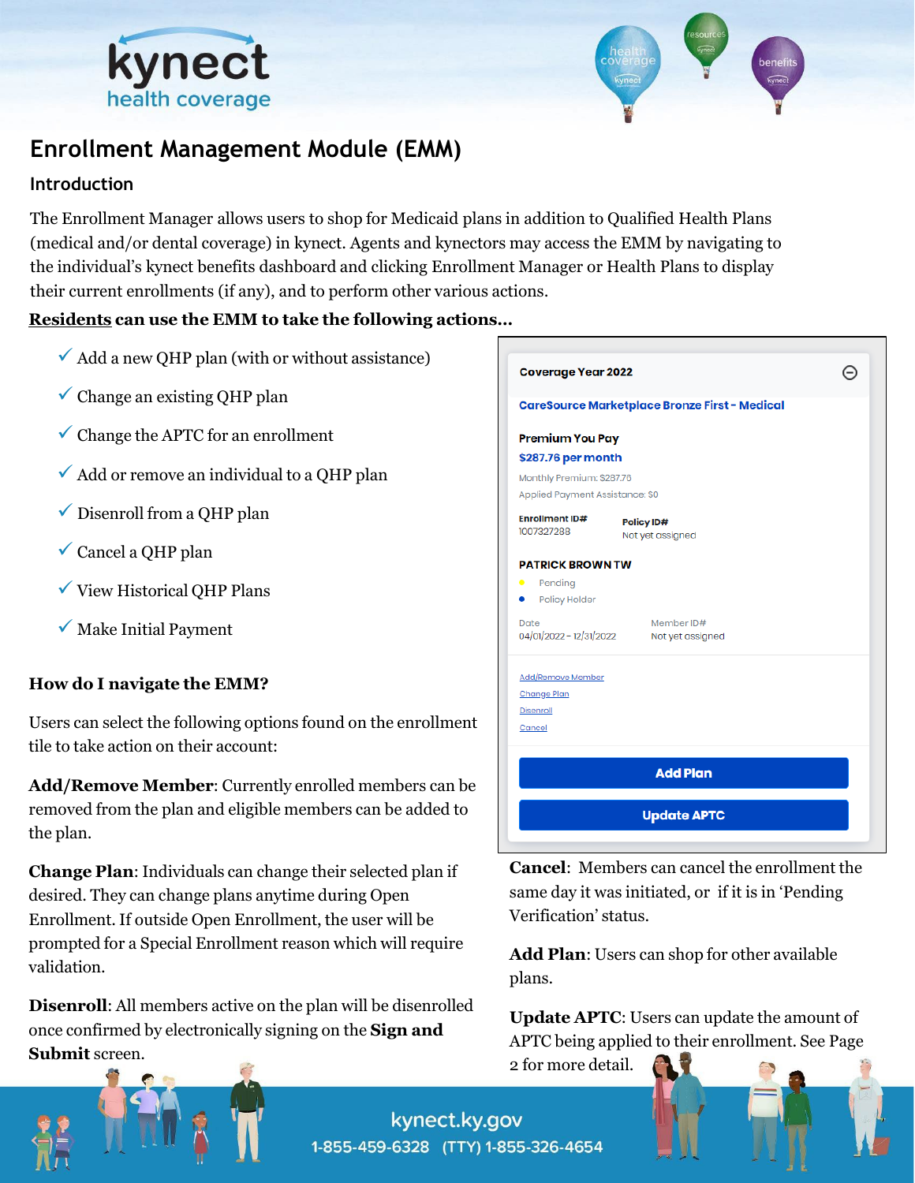# Enrollment Management Module (EMM)

## Introduction

The Enrollment Manager allows users to shop for Medicaid plans in addition to Qualified Health Plans (medical and/or dental coverage) in kynect. Agents and kynectors may access the EMM by navigating to the individual's kynect benefits dashboard and clicking Enrollment Manager or Health Plans to display their current enrollments (if any), and to perform other various actions.

**Residents can use the EMM to take the following actions…**

- ✓ Add a new QHP plan (with or without assistance)
- ✓ Change an existing QHP plan
- ✓ Change the APTC for an enrollment
- ✓ Add or remove an individual to a QHP plan
- ✓ Disenroll from a QHP plan
- ✓ Cancel a QHP plan
- ✓ View Historical QHP Plans
- ✓ Make Initial Payment

**Coverage Year 2022**

**CareSource Marketplace Bronze First - Medical**

**Premium You Pay**
**$287.76 per month**

Monthly Premium: $287.76
Applied Payment Assistance: $0

**Enrollment ID#** 1007327288
**Policy ID#** Not yet assigned

**PATRICK BROWN TW**
- Pending
- Policy Holder

Date 04/01/2022 - 12/31/2022
Member ID# Not yet assigned

Add/Remove Member
Change Plan
Disenroll
Cancel

**Add Plan**

**Update APTC**

### How do I navigate the EMM?

Users can select the following options found on the enrollment tile to take action on their account:

**Add/Remove Member**: Currently enrolled members can be removed from the plan and eligible members can be added to the plan.

**Change Plan**: Individuals can change their selected plan if desired. They can change plans anytime during Open Enrollment. If outside Open Enrollment, the user will be prompted for a Special Enrollment reason which will require validation.

**Disenroll**: All members active on the plan will be disenrolled once confirmed by electronically signing on the **Sign and Submit** screen.

**Cancel**: Members can cancel the enrollment the same day it was initiated, or if it is in 'Pending Verification' status.

**Add Plan**: Users can shop for other available plans.

**Update APTC**: Users can update the amount of APTC being applied to their enrollment. See Page 2 for more detail.

kynect.ky.gov
1-855-459-6328 (TTY) 1-855-326-4654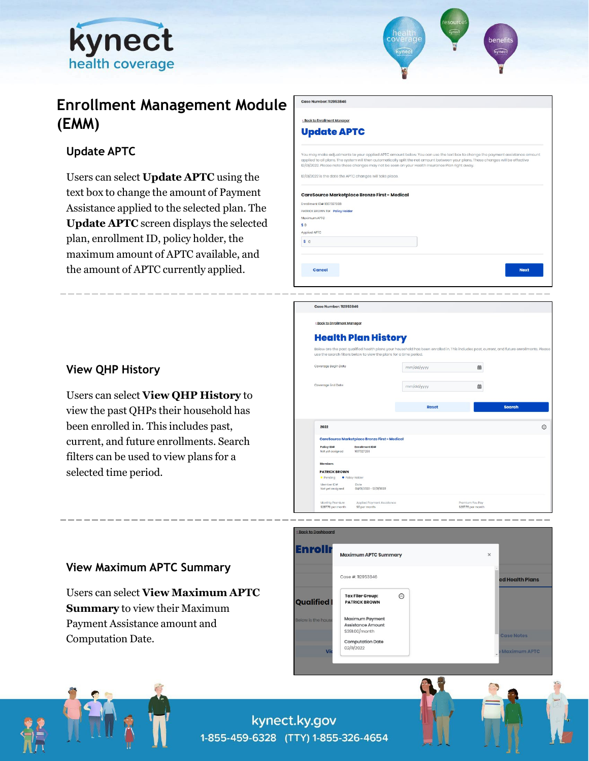# Enrollment Management Module (EMM)

## Update APTC

Users can select **Update APTC** using the text box to change the amount of Payment Assistance applied to the selected plan. The **Update APTC** screen displays the selected plan, enrollment ID, policy holder, the maximum amount of APTC available, and the amount of APTC currently applied.

## View QHP History

Users can select **View QHP History** to view the past QHPs their household has been enrolled in. This includes past, current, and future enrollments. Search filters can be used to view plans for a selected time period.

## View Maximum APTC Summary

Users can select **View Maximum APTC Summary** to view their Maximum Payment Assistance amount and Computation Date.

kynect.ky.gov

1-855-459-6328 (TTY) 1-855-326-4654